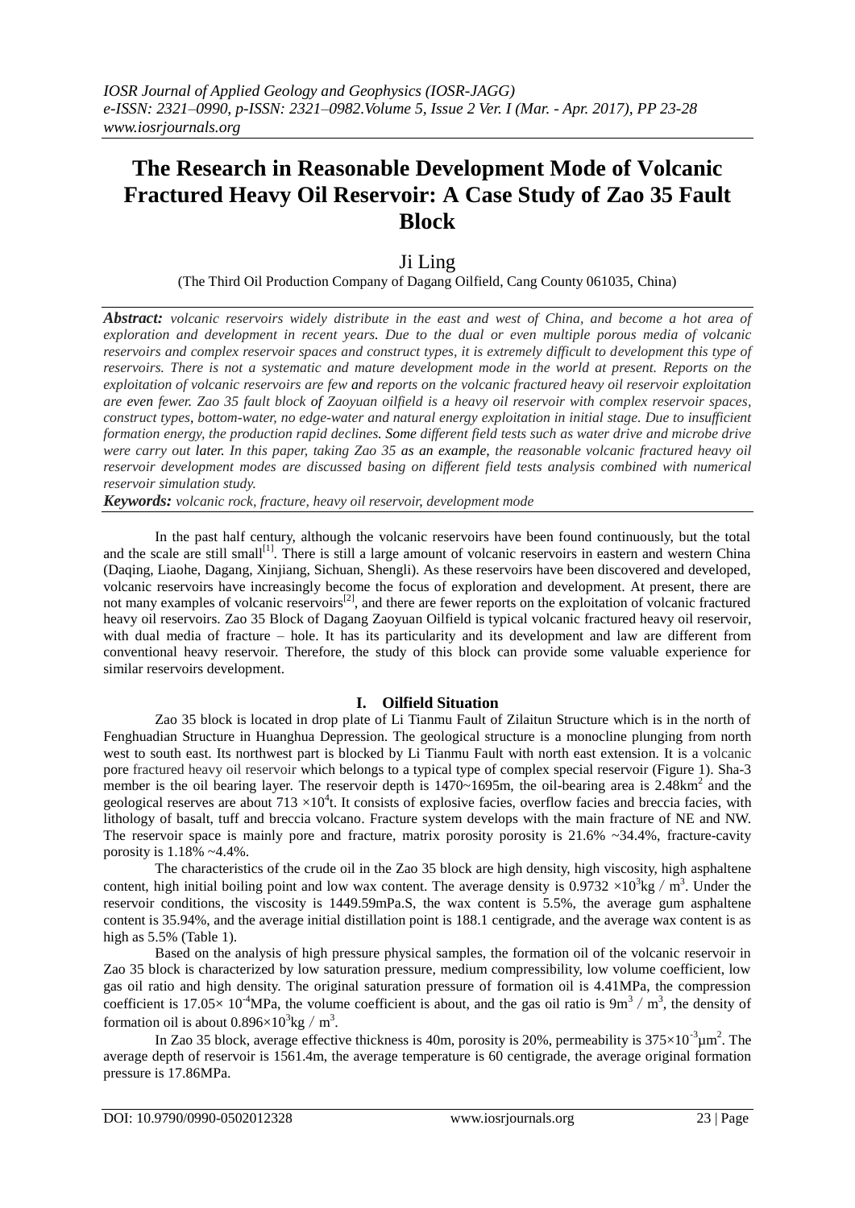# The Research in Reasonable Development Mode of Volcanic Fractured Heavy Oil Reservoir: A Case Study of Zao 35 Fault Block

Ji Ling

(The Third Oil Production Company of Dagang Oilfield, Cang County 061035, China)

***Abstract:*** *volcanic reservoirs widely distribute in the east and west of China, and become a hot area of exploration and development in recent years. Due to the dual or even multiple porous media of volcanic reservoirs and complex reservoir spaces and construct types, it is extremely difficult to development this type of reservoirs. There is not a systematic and mature development mode in the world at present. Reports on the exploitation of volcanic reservoirs are few and reports on the volcanic fractured heavy oil reservoir exploitation are even fewer. Zao 35 fault block of Zaoyuan oilfield is a heavy oil reservoir with complex reservoir spaces, construct types, bottom-water, no edge-water and natural energy exploitation in initial stage. Due to insufficient formation energy, the production rapid declines. Some different field tests such as water drive and microbe drive were carry out later. In this paper, taking Zao 35 as an example, the reasonable volcanic fractured heavy oil reservoir development modes are discussed basing on different field tests analysis combined with numerical reservoir simulation study.*

***Keywords:*** *volcanic rock, fracture, heavy oil reservoir, development mode*

In the past half century, although the volcanic reservoirs have been found continuously, but the total and the scale are still small[1]. There is still a large amount of volcanic reservoirs in eastern and western China (Daqing, Liaohe, Dagang, Xinjiang, Sichuan, Shengli). As these reservoirs have been discovered and developed, volcanic reservoirs have increasingly become the focus of exploration and development. At present, there are not many examples of volcanic reservoirs[2], and there are fewer reports on the exploitation of volcanic fractured heavy oil reservoirs. Zao 35 Block of Dagang Zaoyuan Oilfield is typical volcanic fractured heavy oil reservoir, with dual media of fracture – hole. It has its particularity and its development and law are different from conventional heavy reservoir. Therefore, the study of this block can provide some valuable experience for similar reservoirs development.

## I. Oilfield Situation

Zao 35 block is located in drop plate of Li Tianmu Fault of Zilaitun Structure which is in the north of Fenghuadian Structure in Huanghua Depression. The geological structure is a monocline plunging from north west to south east. Its northwest part is blocked by Li Tianmu Fault with north east extension. It is a volcanic pore fractured heavy oil reservoir which belongs to a typical type of complex special reservoir (Figure 1). Sha-3 member is the oil bearing layer. The reservoir depth is 1470~1695m, the oil-bearing area is $2.48km^2$ and the geological reserves are about $713 \times 10^4$t. It consists of explosive facies, overflow facies and breccia facies, with lithology of basalt, tuff and breccia volcano. Fracture system develops with the main fracture of NE and NW. The reservoir space is mainly pore and fracture, matrix porosity porosity is 21.6% ~34.4%, fracture-cavity porosity is 1.18% ~4.4%.

The characteristics of the crude oil in the Zao 35 block are high density, high viscosity, high asphaltene content, high initial boiling point and low wax content. The average density is $0.9732 \times 10^3 kg / m^3$. Under the reservoir conditions, the viscosity is 1449.59mPa.S, the wax content is 5.5%, the average gum asphaltene content is 35.94%, and the average initial distillation point is 188.1 centigrade, and the average wax content is as high as 5.5% (Table 1).

Based on the analysis of high pressure physical samples, the formation oil of the volcanic reservoir in Zao 35 block is characterized by low saturation pressure, medium compressibility, low volume coefficient, low gas oil ratio and high density. The original saturation pressure of formation oil is 4.41MPa, the compression coefficient is $17.05 \times 10^{-4}$MPa, the volume coefficient is about, and the gas oil ratio is $9m^3 / m^3$, the density of formation oil is about $0.896 \times 10^3 kg / m^3$.

In Zao 35 block, average effective thickness is 40m, porosity is 20%, permeability is $375 \times 10^{-3} \mu m^2$. The average depth of reservoir is 1561.4m, the average temperature is 60 centigrade, the average original formation pressure is 17.86MPa.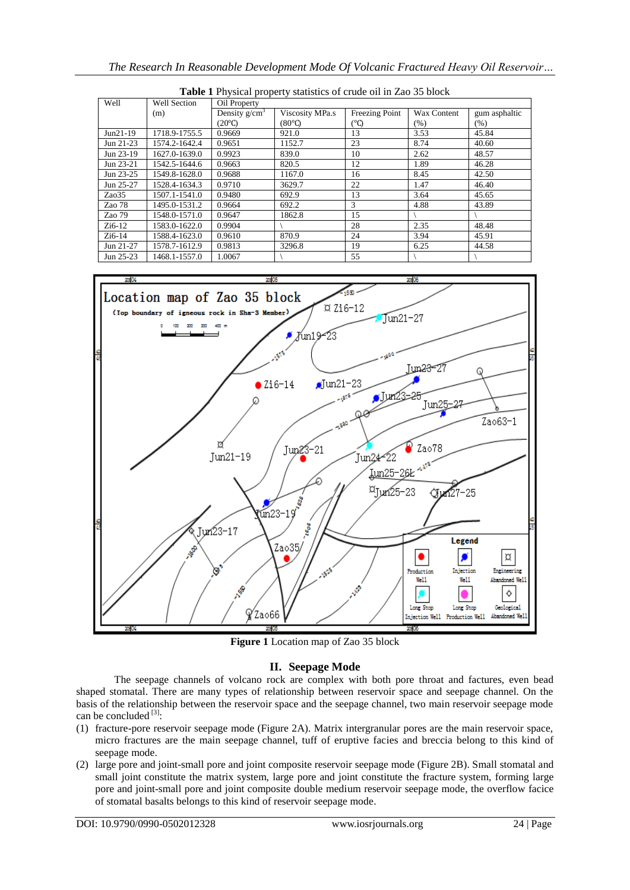**Table 1** Physical property statistics of crude oil in Zao 35 block

| Well | Well Section (m) | Oil Property | | | | |
|---|---|---|---|---|---|---|
| | | Density g/cm$^3$ (20℃) | Viscosity MPa.s (80℃) | Freezing Point (℃) | Wax Content (%) | gum asphaltic (%) |
| Jun21-19 | 1718.9-1755.5 | 0.9669 | 921.0 | 13 | 3.53 | 45.84 |
| Jun 21-23 | 1574.2-1642.4 | 0.9651 | 1152.7 | 23 | 8.74 | 40.60 |
| Jun 23-19 | 1627.0-1639.0 | 0.9923 | 839.0 | 10 | 2.62 | 48.57 |
| Jun 23-21 | 1542.5-1644.6 | 0.9663 | 820.5 | 12 | 1.89 | 46.28 |
| Jun 23-25 | 1549.8-1628.0 | 0.9688 | 1167.0 | 16 | 8.45 | 42.50 |
| Jun 25-27 | 1528.4-1634.3 | 0.9710 | 3629.7 | 22 | 1.47 | 46.40 |
| Zao35 | 1507.1-1541.0 | 0.9480 | 692.9 | 13 | 3.64 | 45.65 |
| Zao 78 | 1495.0-1531.2 | 0.9664 | 692.2 | 3 | 4.88 | 43.89 |
| Zao 79 | 1548.0-1571.0 | 0.9647 | 1862.8 | 15 | \ | \ |
| Zi6-12 | 1583.0-1622.0 | 0.9904 | \ | 28 | 2.35 | 48.48 |
| Zi6-14 | 1588.4-1623.0 | 0.9610 | 870.9 | 24 | 3.94 | 45.91 |
| Jun 21-27 | 1578.7-1612.9 | 0.9813 | 3296.8 | 19 | 6.25 | 44.58 |
| Jun 25-23 | 1468.1-1557.0 | 1.0067 | \ | 55 | \ | \ |

**Figure 1** Location map of Zao 35 block

## II. Seepage Mode

The seepage channels of volcano rock are complex with both pore throat and factures, even bead shaped stomatal. There are many types of relationship between reservoir space and seepage channel. On the basis of the relationship between the reservoir space and the seepage channel, two main reservoir seepage mode can be concluded [3]:

(1) fracture-pore reservoir seepage mode (Figure 2A). Matrix intergranular pores are the main reservoir space, micro fractures are the main seepage channel, tuff of eruptive facies and breccia belong to this kind of seepage mode.

(2) large pore and joint-small pore and joint composite reservoir seepage mode (Figure 2B). Small stomatal and small joint constitute the matrix system, large pore and joint constitute the fracture system, forming large pore and joint-small pore and joint composite double medium reservoir seepage mode, the overflow facice of stomatal basalts belongs to this kind of reservoir seepage mode.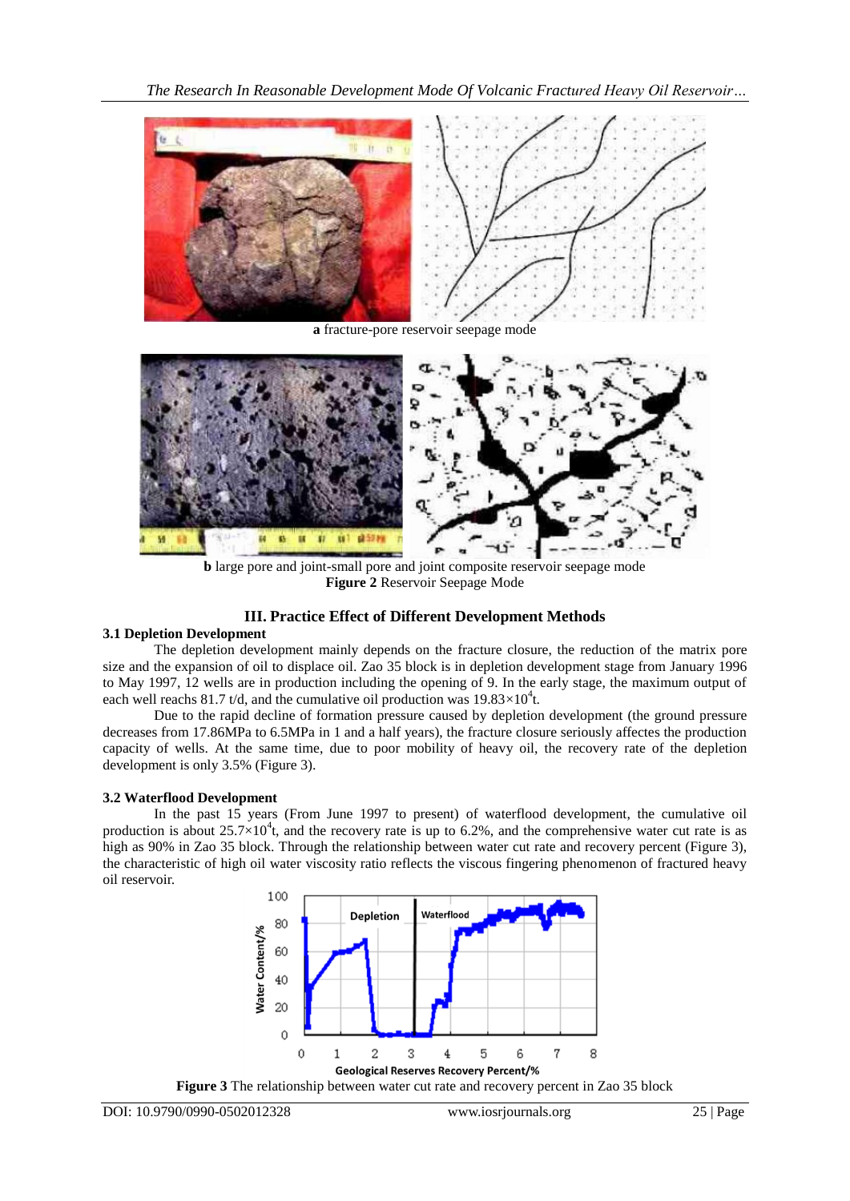**a** fracture-pore reservoir seepage mode

**b** large pore and joint-small pore and joint composite reservoir seepage mode

**Figure 2** Reservoir Seepage Mode

## III. Practice Effect of Different Development Methods

### 3.1 Depletion Development

The depletion development mainly depends on the fracture closure, the reduction of the matrix pore size and the expansion of oil to displace oil. Zao 35 block is in depletion development stage from January 1996 to May 1997, 12 wells are in production including the opening of 9. In the early stage, the maximum output of each well reachs 81.7 t/d, and the cumulative oil production was $19.83\times10^4$t.

Due to the rapid decline of formation pressure caused by depletion development (the ground pressure decreases from 17.86MPa to 6.5MPa in 1 and a half years), the fracture closure seriously affectes the production capacity of wells. At the same time, due to poor mobility of heavy oil, the recovery rate of the depletion development is only 3.5% (Figure 3).

### 3.2 Waterflood Development

In the past 15 years (From June 1997 to present) of waterflood development, the cumulative oil production is about $25.7\times10^4$t, and the recovery rate is up to 6.2%, and the comprehensive water cut rate is as high as 90% in Zao 35 block. Through the relationship between water cut rate and recovery percent (Figure 3), the characteristic of high oil water viscosity ratio reflects the viscous fingering phenomenon of fractured heavy oil reservoir.

**Figure 3** The relationship between water cut rate and recovery percent in Zao 35 block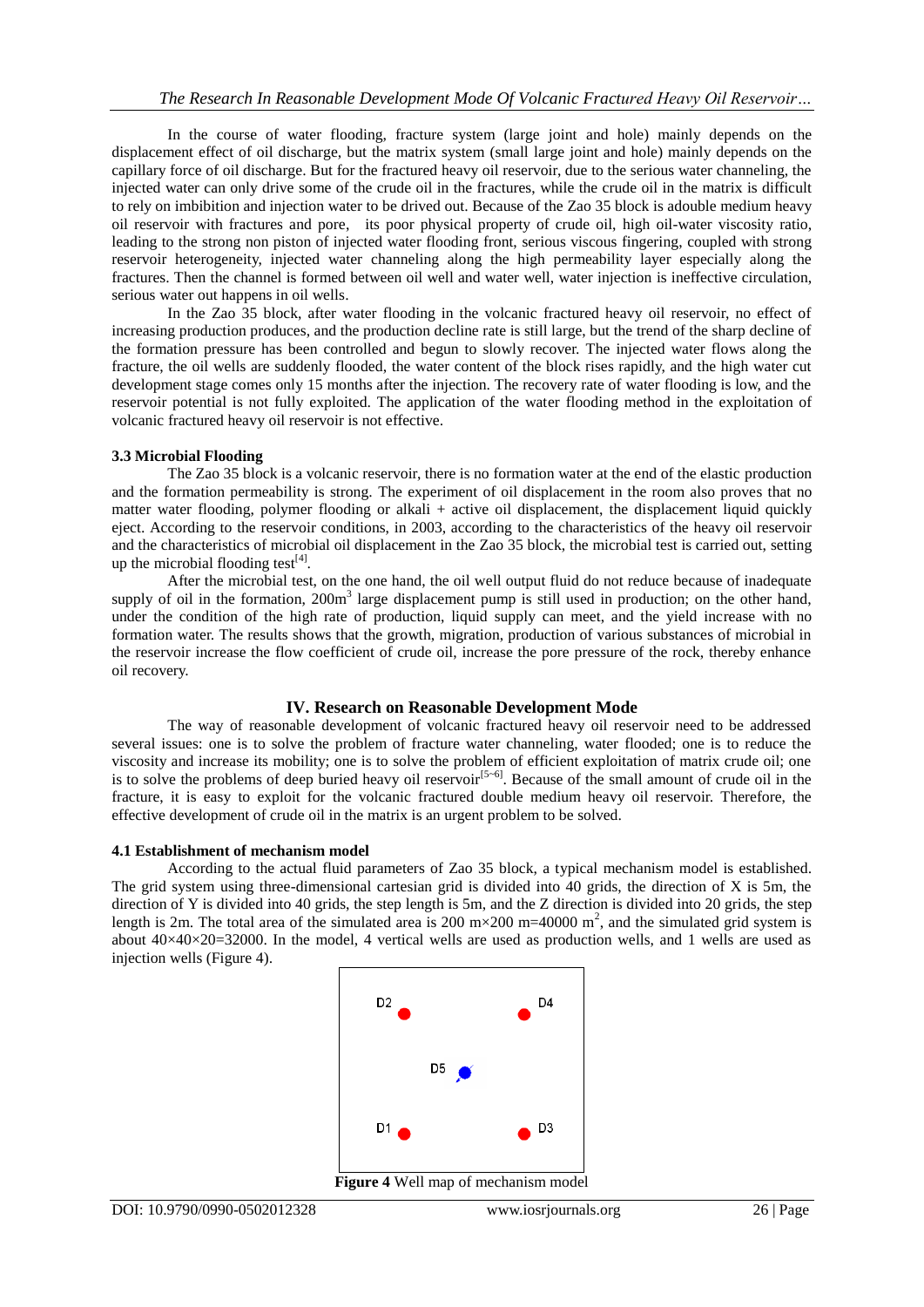In the course of water flooding, fracture system (large joint and hole) mainly depends on the displacement effect of oil discharge, but the matrix system (small large joint and hole) mainly depends on the capillary force of oil discharge. But for the fractured heavy oil reservoir, due to the serious water channeling, the injected water can only drive some of the crude oil in the fractures, while the crude oil in the matrix is difficult to rely on imbibition and injection water to be drived out. Because of the Zao 35 block is adouble medium heavy oil reservoir with fractures and pore, its poor physical property of crude oil, high oil-water viscosity ratio, leading to the strong non piston of injected water flooding front, serious viscous fingering, coupled with strong reservoir heterogeneity, injected water channeling along the high permeability layer especially along the fractures. Then the channel is formed between oil well and water well, water injection is ineffective circulation, serious water out happens in oil wells.

In the Zao 35 block, after water flooding in the volcanic fractured heavy oil reservoir, no effect of increasing production produces, and the production decline rate is still large, but the trend of the sharp decline of the formation pressure has been controlled and begun to slowly recover. The injected water flows along the fracture, the oil wells are suddenly flooded, the water content of the block rises rapidly, and the high water cut development stage comes only 15 months after the injection. The recovery rate of water flooding is low, and the reservoir potential is not fully exploited. The application of the water flooding method in the exploitation of volcanic fractured heavy oil reservoir is not effective.

### 3.3 Microbial Flooding

The Zao 35 block is a volcanic reservoir, there is no formation water at the end of the elastic production and the formation permeability is strong. The experiment of oil displacement in the room also proves that no matter water flooding, polymer flooding or alkali + active oil displacement, the displacement liquid quickly eject. According to the reservoir conditions, in 2003, according to the characteristics of the heavy oil reservoir and the characteristics of microbial oil displacement in the Zao 35 block, the microbial test is carried out, setting up the microbial flooding test[4].

After the microbial test, on the one hand, the oil well output fluid do not reduce because of inadequate supply of oil in the formation, 200m$^3$ large displacement pump is still used in production; on the other hand, under the condition of the high rate of production, liquid supply can meet, and the yield increase with no formation water. The results shows that the growth, migration, production of various substances of microbial in the reservoir increase the flow coefficient of crude oil, increase the pore pressure of the rock, thereby enhance oil recovery.

## IV. Research on Reasonable Development Mode

The way of reasonable development of volcanic fractured heavy oil reservoir need to be addressed several issues: one is to solve the problem of fracture water channeling, water flooded; one is to reduce the viscosity and increase its mobility; one is to solve the problem of efficient exploitation of matrix crude oil; one is to solve the problems of deep buried heavy oil reservoir[5~6]. Because of the small amount of crude oil in the fracture, it is easy to exploit for the volcanic fractured double medium heavy oil reservoir. Therefore, the effective development of crude oil in the matrix is an urgent problem to be solved.

### 4.1 Establishment of mechanism model

According to the actual fluid parameters of Zao 35 block, a typical mechanism model is established. The grid system using three-dimensional cartesian grid is divided into 40 grids, the direction of X is 5m, the direction of Y is divided into 40 grids, the step length is 5m, and the Z direction is divided into 20 grids, the step length is 2m. The total area of the simulated area is 200 m×200 m=40000 m$^2$, and the simulated grid system is about 40×40×20=32000. In the model, 4 vertical wells are used as production wells, and 1 wells are used as injection wells (Figure 4).

D2 D4 D5 D1 D3

**Figure 4** Well map of mechanism model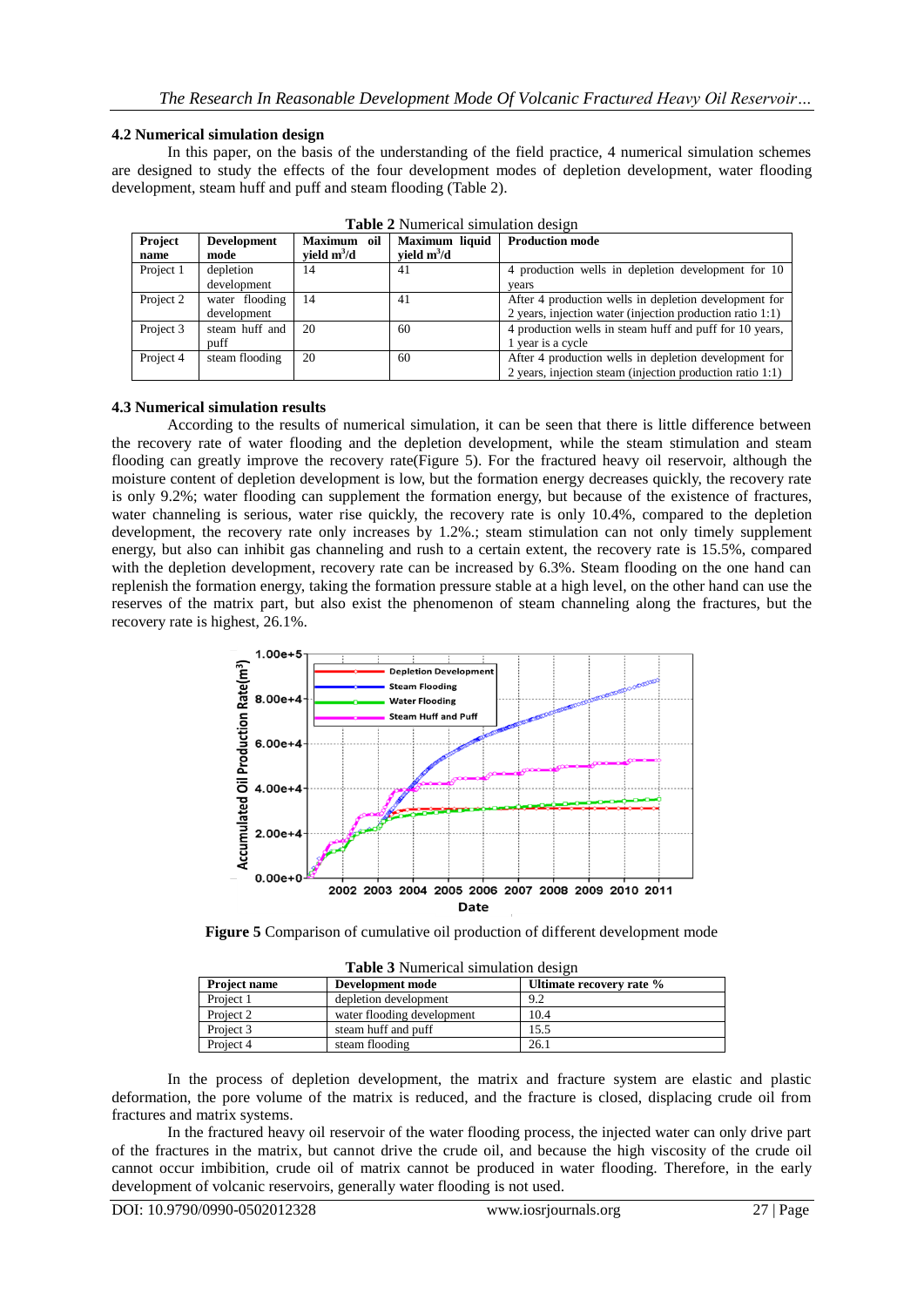### 4.2 Numerical simulation design

In this paper, on the basis of the understanding of the field practice, 4 numerical simulation schemes are designed to study the effects of the four development modes of depletion development, water flooding development, steam huff and puff and steam flooding (Table 2).

**Table 2** Numerical simulation design

| Project name | Development mode | Maximum oil yield $m^3/d$ | Maximum liquid yield $m^3/d$ | Production mode |
|---|---|---|---|---|
| Project 1 | depletion development | 14 | 41 | 4 production wells in depletion development for 10 years |
| Project 2 | water flooding development | 14 | 41 | After 4 production wells in depletion development for 2 years, injection water (injection production ratio 1:1) |
| Project 3 | steam huff and puff | 20 | 60 | 4 production wells in steam huff and puff for 10 years, 1 year is a cycle |
| Project 4 | steam flooding | 20 | 60 | After 4 production wells in depletion development for 2 years, injection steam (injection production ratio 1:1) |

### 4.3 Numerical simulation results

According to the results of numerical simulation, it can be seen that there is little difference between the recovery rate of water flooding and the depletion development, while the steam stimulation and steam flooding can greatly improve the recovery rate(Figure 5). For the fractured heavy oil reservoir, although the moisture content of depletion development is low, but the formation energy decreases quickly, the recovery rate is only 9.2%; water flooding can supplement the formation energy, but because of the existence of fractures, water channeling is serious, water rise quickly, the recovery rate is only 10.4%, compared to the depletion development, the recovery rate only increases by 1.2%.; steam stimulation can not only timely supplement energy, but also can inhibit gas channeling and rush to a certain extent, the recovery rate is 15.5%, compared with the depletion development, recovery rate can be increased by 6.3%. Steam flooding on the one hand can replenish the formation energy, taking the formation pressure stable at a high level, on the other hand can use the reserves of the matrix part, but also exist the phenomenon of steam channeling along the fractures, but the recovery rate is highest, 26.1%.

**Figure 5** Comparison of cumulative oil production of different development mode

**Table 3** Numerical simulation design

| Project name | Development mode | Ultimate recovery rate % |
|---|---|---|
| Project 1 | depletion development | 9.2 |
| Project 2 | water flooding development | 10.4 |
| Project 3 | steam huff and puff | 15.5 |
| Project 4 | steam flooding | 26.1 |

In the process of depletion development, the matrix and fracture system are elastic and plastic deformation, the pore volume of the matrix is reduced, and the fracture is closed, displacing crude oil from fractures and matrix systems.

In the fractured heavy oil reservoir of the water flooding process, the injected water can only drive part of the fractures in the matrix, but cannot drive the crude oil, and because the high viscosity of the crude oil cannot occur imbibition, crude oil of matrix cannot be produced in water flooding. Therefore, in the early development of volcanic reservoirs, generally water flooding is not used.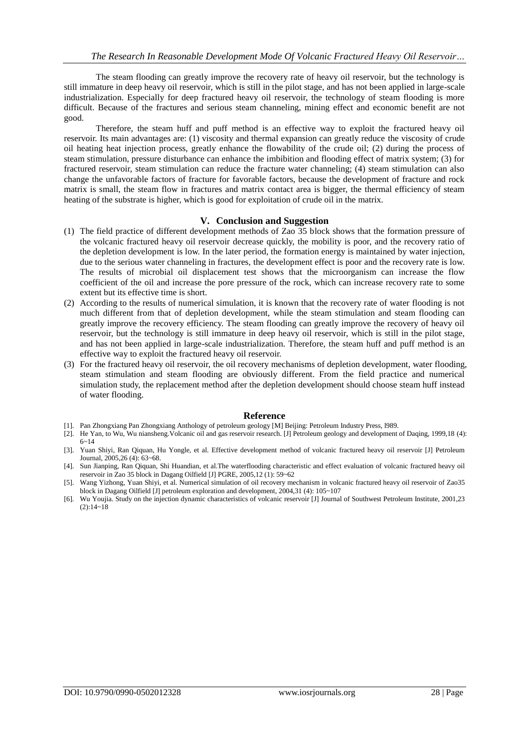The steam flooding can greatly improve the recovery rate of heavy oil reservoir, but the technology is still immature in deep heavy oil reservoir, which is still in the pilot stage, and has not been applied in large-scale industrialization. Especially for deep fractured heavy oil reservoir, the technology of steam flooding is more difficult. Because of the fractures and serious steam channeling, mining effect and economic benefit are not good.

Therefore, the steam huff and puff method is an effective way to exploit the fractured heavy oil reservoir. Its main advantages are: (1) viscosity and thermal expansion can greatly reduce the viscosity of crude oil heating heat injection process, greatly enhance the flowability of the crude oil; (2) during the process of steam stimulation, pressure disturbance can enhance the imbibition and flooding effect of matrix system; (3) for fractured reservoir, steam stimulation can reduce the fracture water channeling; (4) steam stimulation can also change the unfavorable factors of fracture for favorable factors, because the development of fracture and rock matrix is small, the steam flow in fractures and matrix contact area is bigger, the thermal efficiency of steam heating of the substrate is higher, which is good for exploitation of crude oil in the matrix.

## V. Conclusion and Suggestion

(1) The field practice of different development methods of Zao 35 block shows that the formation pressure of the volcanic fractured heavy oil reservoir decrease quickly, the mobility is poor, and the recovery ratio of the depletion development is low. In the later period, the formation energy is maintained by water injection, due to the serious water channeling in fractures, the development effect is poor and the recovery rate is low. The results of microbial oil displacement test shows that the microorganism can increase the flow coefficient of the oil and increase the pore pressure of the rock, which can increase recovery rate to some extent but its effective time is short.

(2) According to the results of numerical simulation, it is known that the recovery rate of water flooding is not much different from that of depletion development, while the steam stimulation and steam flooding can greatly improve the recovery efficiency. The steam flooding can greatly improve the recovery of heavy oil reservoir, but the technology is still immature in deep heavy oil reservoir, which is still in the pilot stage, and has not been applied in large-scale industrialization. Therefore, the steam huff and puff method is an effective way to exploit the fractured heavy oil reservoir.

(3) For the fractured heavy oil reservoir, the oil recovery mechanisms of depletion development, water flooding, steam stimulation and steam flooding are obviously different. From the field practice and numerical simulation study, the replacement method after the depletion development should choose steam huff instead of water flooding.

## Reference

[1]. Pan Zhongxiang Pan Zhongxiang Anthology of petroleum geology [M] Beijing: Petroleum Industry Press, l989.

[2]. He Yan, to Wu, Wu niansheng.Volcanic oil and gas reservoir research. [J] Petroleum geology and development of Daqing, 1999,18 (4): 6~14

[3]. Yuan Shiyi, Ran Qiquan, Hu Yongle, et al. Effective development method of volcanic fractured heavy oil reservoir [J] Petroleum Journal, 2005,26 (4): 63~68.

[4]. Sun Jianping, Ran Qiquan, Shi Huandian, et al.The waterflooding characteristic and effect evaluation of volcanic fractured heavy oil reservoir in Zao 35 block in Dagang Oilfield [J] PGRE, 2005,12 (1): 59~62

[5]. Wang Yizhong, Yuan Shiyi, et al. Numerical simulation of oil recovery mechanism in volcanic fractured heavy oil reservoir of Zao35 block in Dagang Oilfield [J] petroleum exploration and development, 2004,31 (4): 105~107

[6]. Wu Youjia. Study on the injection dynamic characteristics of volcanic reservoir [J] Journal of Southwest Petroleum Institute, 2001,23 (2):14~18